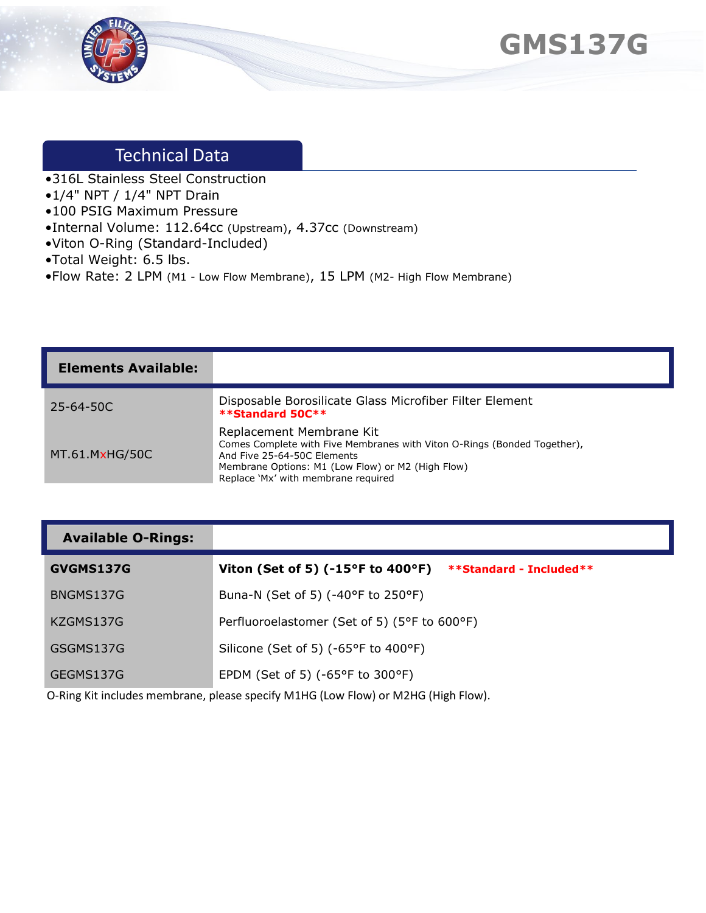# GMS137G

## Technical Data

- 316L Stainless Steel Construction
- 1/4" NPT / 1/4" NPT Drain
- 100 PSIG Maximum Pressure
- Internal Volume: 112.64cc (Upstream), 4.37cc (Downstream)
- Viton O-Ring (Standard-Included)
- Total Weight: 6.5 lbs.
- Flow Rate: 2 LPM (M1 - Low Flow Membrane), 15 LPM (M2- High Flow Membrane)

| **Elements Available:** | |
|---|---|
| 25-64-50C | Disposable Borosilicate Glass Microfiber Filter Element **\*\*Standard 50C\*\*** |
| MT.61.MxHG/50C | Replacement Membrane Kit<br>Comes Complete with Five Membranes with Viton O-Rings (Bonded Together), And Five 25-64-50C Elements<br>Membrane Options: M1 (Low Flow) or M2 (High Flow)<br>Replace 'Mx' with membrane required |

| **Available O-Rings:** | |
|---|---|
| **GVGMS137G** | **Viton (Set of 5) (-15°F to 400°F)** **\*\*Standard - Included\*\*** |
| BNGMS137G | Buna-N (Set of 5) (-40°F to 250°F) |
| KZGMS137G | Perfluoroelastomer (Set of 5) (5°F to 600°F) |
| GSGMS137G | Silicone (Set of 5) (-65°F to 400°F) |
| GEGMS137G | EPDM (Set of 5) (-65°F to 300°F) |

O-Ring Kit includes membrane, please specify M1HG (Low Flow) or M2HG (High Flow).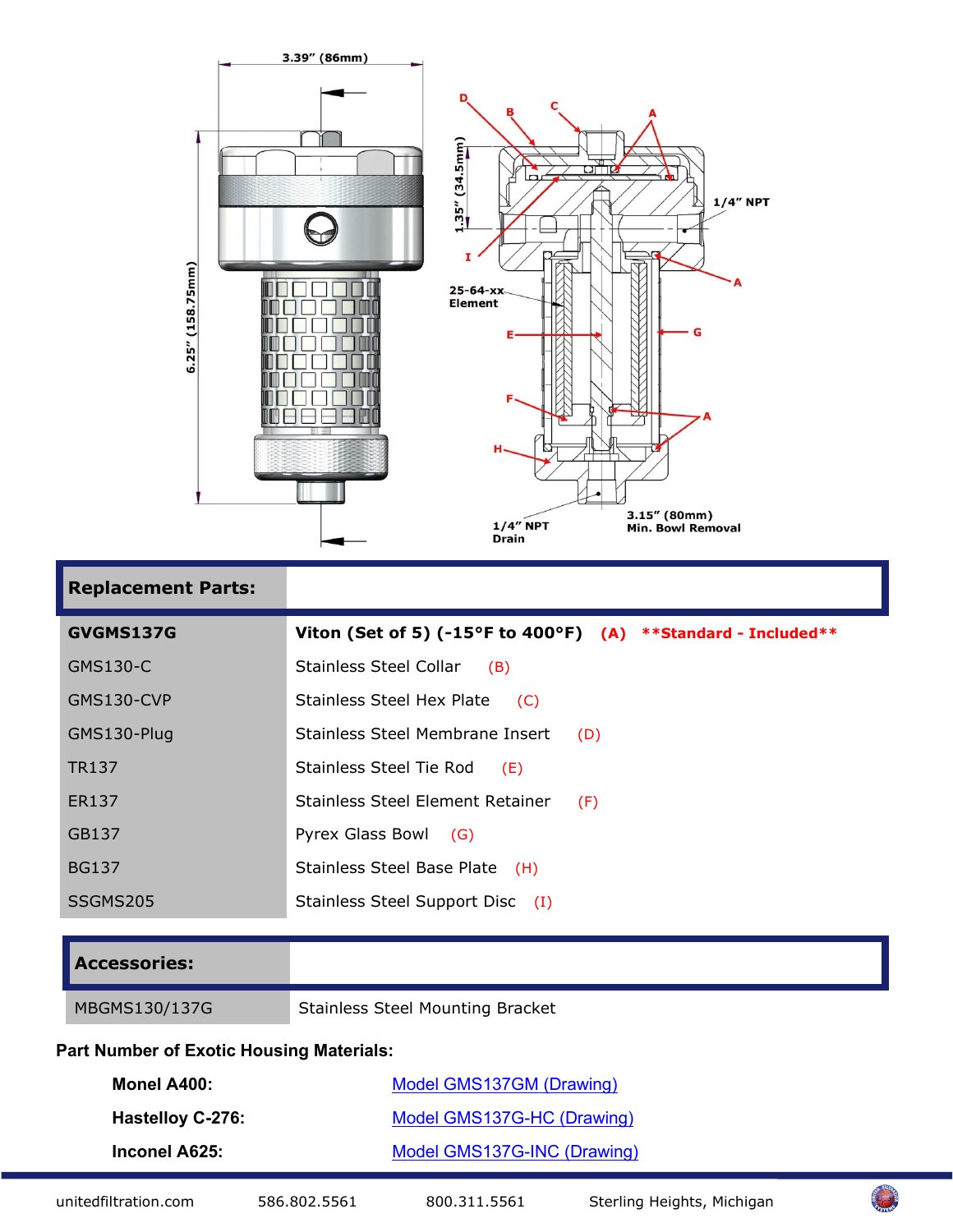3.39" (86mm)

6.25" (158.75mm)

1.35" (34.5mm)

D B C A

1/4" NPT

I

A

25-64-xx Element

E G

F A

H

1/4" NPT Drain

3.15" (80mm) Min. Bowl Removal

| Replacement Parts: | |
|---|---|
| **GVGMS137G** | **Viton (Set of 5) (-15°F to 400°F) (A) \*\*Standard - Included\*\*** |
| GMS130-C | Stainless Steel Collar (B) |
| GMS130-CVP | Stainless Steel Hex Plate (C) |
| GMS130-Plug | Stainless Steel Membrane Insert (D) |
| TR137 | Stainless Steel Tie Rod (E) |
| ER137 | Stainless Steel Element Retainer (F) |
| GB137 | Pyrex Glass Bowl (G) |
| BG137 | Stainless Steel Base Plate (H) |
| SSGMS205 | Stainless Steel Support Disc (I) |

| Accessories: | |
|---|---|
| MBGMS130/137G | Stainless Steel Mounting Bracket |

**Part Number of Exotic Housing Materials:**

| | |
|---|---|
| **Monel A400:** | Model GMS137GM (Drawing) |
| **Hastelloy C-276:** | Model GMS137G-HC (Drawing) |
| **Inconel A625:** | Model GMS137G-INC (Drawing) |

unitedfiltration.com 586.802.5561 800.311.5561 Sterling Heights, Michigan